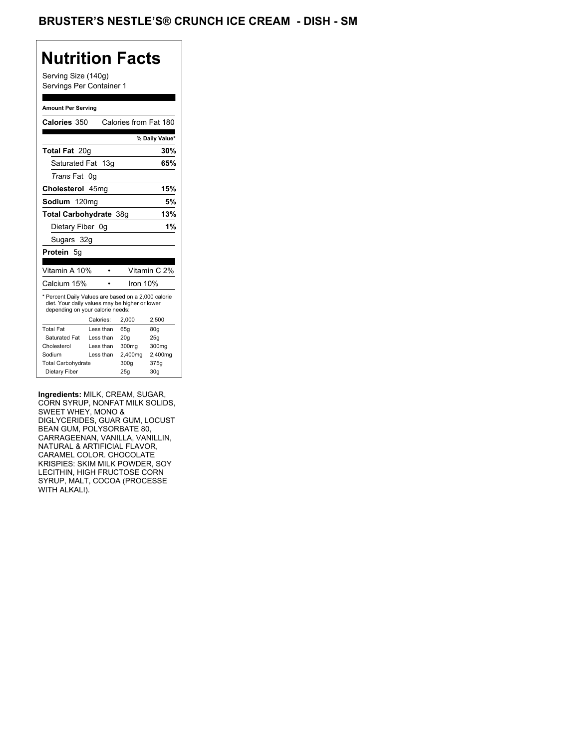# BRUSTER'S NESTLE'S® CRUNCH ICE CREAM - DISH - SM

## Nutrition Facts

Serving Size (140g)
Servings Per Container 1

**Amount Per Serving**

**Calories** 350 Calories from Fat 180

| | % Daily Value* |
|---|---|
| **Total Fat** 20g | **30%** |
| Saturated Fat 13g | **65%** |
| *Trans* Fat 0g | |
| **Cholesterol** 45mg | **15%** |
| **Sodium** 120mg | **5%** |
| **Total Carbohydrate** 38g | **13%** |
| Dietary Fiber 0g | **1%** |
| Sugars 32g | |
| **Protein** 5g | |

| | |
|---|---|
| Vitamin A 10% | Vitamin C 2% |
| Calcium 15% | Iron 10% |

* Percent Daily Values are based on a 2,000 calorie diet. Your daily values may be higher or lower depending on your calorie needs:

| | Calories: | 2,000 | 2,500 |
|---|---|---|---|
| Total Fat | Less than | 65g | 80g |
| Saturated Fat | Less than | 20g | 25g |
| Cholesterol | Less than | 300mg | 300mg |
| Sodium | Less than | 2,400mg | 2,400mg |
| Total Carbohydrate | | 300g | 375g |
| Dietary Fiber | | 25g | 30g |

**Ingredients:** MILK, CREAM, SUGAR, CORN SYRUP, NONFAT MILK SOLIDS, SWEET WHEY, MONO & DIGLYCERIDES, GUAR GUM, LOCUST BEAN GUM, POLYSORBATE 80, CARRAGEENAN, VANILLA, VANILLIN, NATURAL & ARTIFICIAL FLAVOR, CARAMEL COLOR. CHOCOLATE KRISPIES: SKIM MILK POWDER, SOY LECITHIN, HIGH FRUCTOSE CORN SYRUP, MALT, COCOA (PROCESSE WITH ALKALI).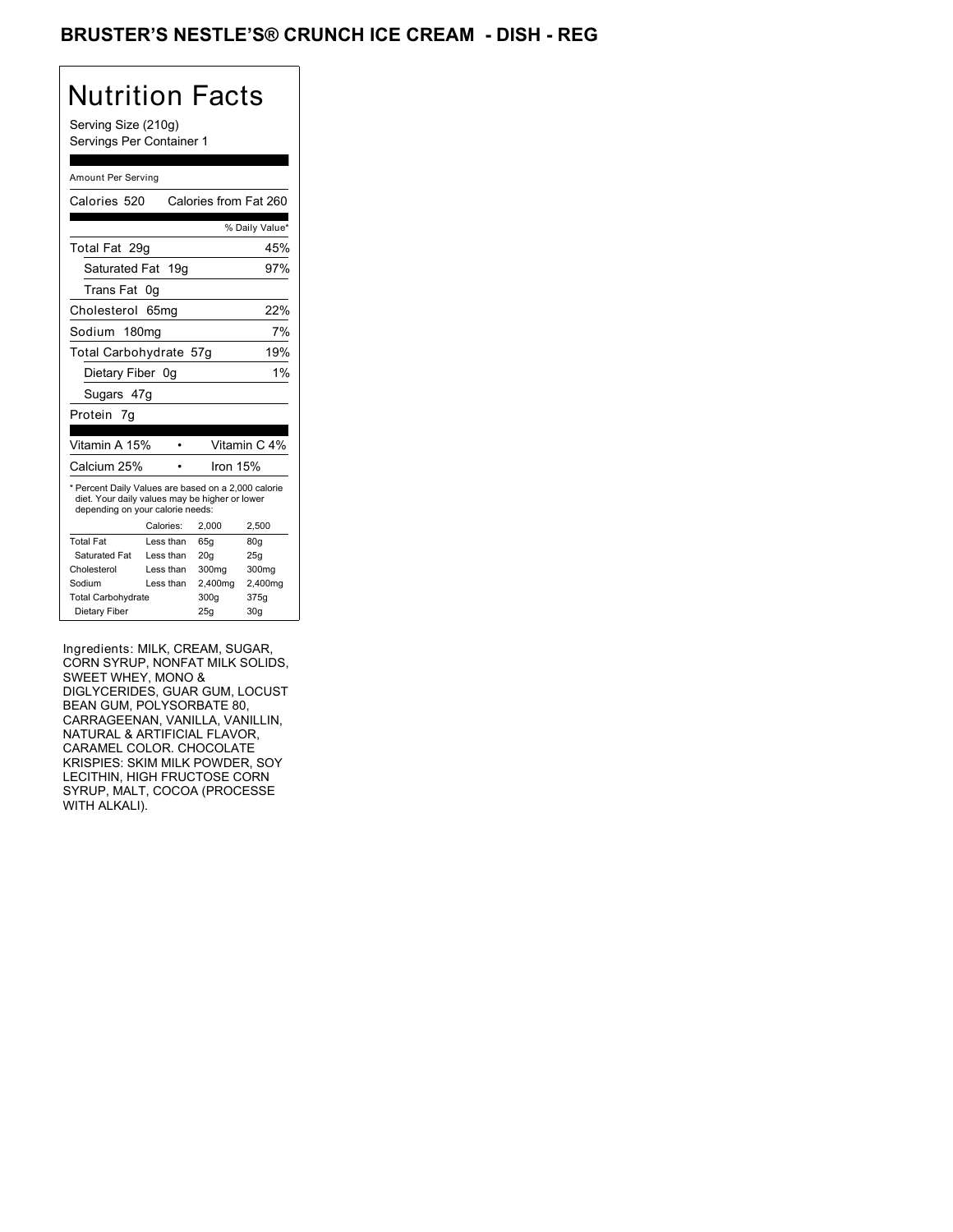# BRUSTER'S NESTLE'S® CRUNCH ICE CREAM - DISH - REG

## Nutrition Facts

Serving Size (210g)
Servings Per Container 1

Amount Per Serving

Calories 520 Calories from Fat 260

| | % Daily Value* |
|---|---|
| Total Fat 29g | 45% |
| Saturated Fat 19g | 97% |
| Trans Fat 0g | |
| Cholesterol 65mg | 22% |
| Sodium 180mg | 7% |
| Total Carbohydrate 57g | 19% |
| Dietary Fiber 0g | 1% |
| Sugars 47g | |
| Protein 7g | |

| | |
|---|---|
| Vitamin A 15% | Vitamin C 4% |
| Calcium 25% | Iron 15% |

* Percent Daily Values are based on a 2,000 calorie diet. Your daily values may be higher or lower depending on your calorie needs:

| | Calories: | 2,000 | 2,500 |
|---|---|---|---|
| Total Fat | Less than | 65g | 80g |
| Saturated Fat | Less than | 20g | 25g |
| Cholesterol | Less than | 300mg | 300mg |
| Sodium | Less than | 2,400mg | 2,400mg |
| Total Carbohydrate | | 300g | 375g |
| Dietary Fiber | | 25g | 30g |

Ingredients: MILK, CREAM, SUGAR, CORN SYRUP, NONFAT MILK SOLIDS, SWEET WHEY, MONO & DIGLYCERIDES, GUAR GUM, LOCUST BEAN GUM, POLYSORBATE 80, CARRAGEENAN, VANILLA, VANILLIN, NATURAL & ARTIFICIAL FLAVOR, CARAMEL COLOR. CHOCOLATE KRISPIES: SKIM MILK POWDER, SOY LECITHIN, HIGH FRUCTOSE CORN SYRUP, MALT, COCOA (PROCESSE WITH ALKALI).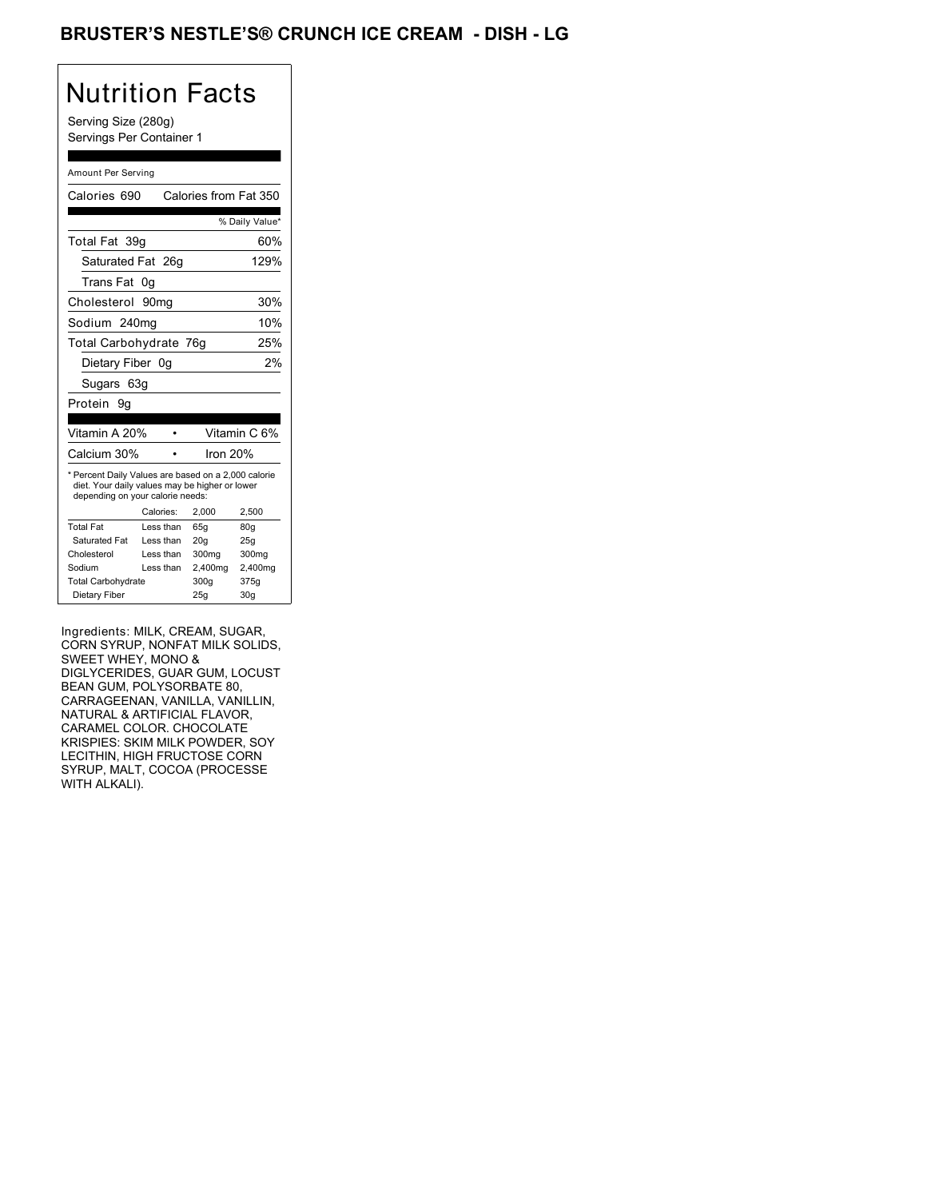# BRUSTER'S NESTLE'S® CRUNCH ICE CREAM - DISH - LG

## Nutrition Facts

Serving Size (280g)
Servings Per Container 1

Amount Per Serving

| Calories 690 | Calories from Fat 350 |
|---|---|
| | % Daily Value* |
| Total Fat 39g | 60% |
| Saturated Fat 26g | 129% |
| Trans Fat 0g | |
| Cholesterol 90mg | 30% |
| Sodium 240mg | 10% |
| Total Carbohydrate 76g | 25% |
| Dietary Fiber 0g | 2% |
| Sugars 63g | |
| Protein 9g | |

| Vitamin A 20% | • | Vitamin C 6% |
|---|---|---|
| Calcium 30% | • | Iron 20% |

* Percent Daily Values are based on a 2,000 calorie diet. Your daily values may be higher or lower depending on your calorie needs:

| | Calories: | 2,000 | 2,500 |
|---|---|---|---|
| Total Fat | Less than | 65g | 80g |
| Saturated Fat | Less than | 20g | 25g |
| Cholesterol | Less than | 300mg | 300mg |
| Sodium | Less than | 2,400mg | 2,400mg |
| Total Carbohydrate | | 300g | 375g |
| Dietary Fiber | | 25g | 30g |

Ingredients: MILK, CREAM, SUGAR, CORN SYRUP, NONFAT MILK SOLIDS, SWEET WHEY, MONO & DIGLYCERIDES, GUAR GUM, LOCUST BEAN GUM, POLYSORBATE 80, CARRAGEENAN, VANILLA, VANILLIN, NATURAL & ARTIFICIAL FLAVOR, CARAMEL COLOR. CHOCOLATE KRISPIES: SKIM MILK POWDER, SOY LECITHIN, HIGH FRUCTOSE CORN SYRUP, MALT, COCOA (PROCESSE WITH ALKALI).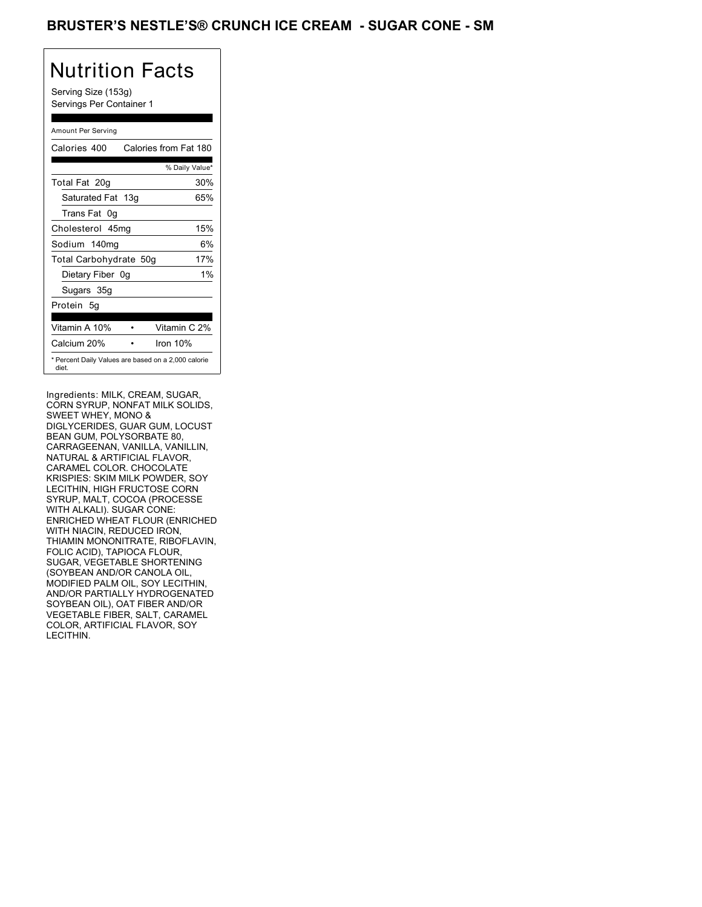# BRUSTER'S NESTLE'S® CRUNCH ICE CREAM - SUGAR CONE - SM

## Nutrition Facts

Serving Size (153g)
Servings Per Container 1

Amount Per Serving

| Calories 400 | Calories from Fat 180 |
|---|---|
| | % Daily Value* |
| Total Fat 20g | 30% |
| Saturated Fat 13g | 65% |
| Trans Fat 0g | |
| Cholesterol 45mg | 15% |
| Sodium 140mg | 6% |
| Total Carbohydrate 50g | 17% |
| Dietary Fiber 0g | 1% |
| Sugars 35g | |
| Protein 5g | |

| Vitamin A 10% | Vitamin C 2% |
|---|---|
| Calcium 20% | Iron 10% |

* Percent Daily Values are based on a 2,000 calorie diet.

Ingredients: MILK, CREAM, SUGAR, CORN SYRUP, NONFAT MILK SOLIDS, SWEET WHEY, MONO & DIGLYCERIDES, GUAR GUM, LOCUST BEAN GUM, POLYSORBATE 80, CARRAGEENAN, VANILLA, VANILLIN, NATURAL & ARTIFICIAL FLAVOR, CARAMEL COLOR. CHOCOLATE KRISPIES: SKIM MILK POWDER, SOY LECITHIN, HIGH FRUCTOSE CORN SYRUP, MALT, COCOA (PROCESSE WITH ALKALI). SUGAR CONE: ENRICHED WHEAT FLOUR (ENRICHED WITH NIACIN, REDUCED IRON, THIAMIN MONONITRATE, RIBOFLAVIN, FOLIC ACID), TAPIOCA FLOUR, SUGAR, VEGETABLE SHORTENING (SOYBEAN AND/OR CANOLA OIL, MODIFIED PALM OIL, SOY LECITHIN, AND/OR PARTIALLY HYDROGENATED SOYBEAN OIL), OAT FIBER AND/OR VEGETABLE FIBER, SALT, CARAMEL COLOR, ARTIFICIAL FLAVOR, SOY LECITHIN.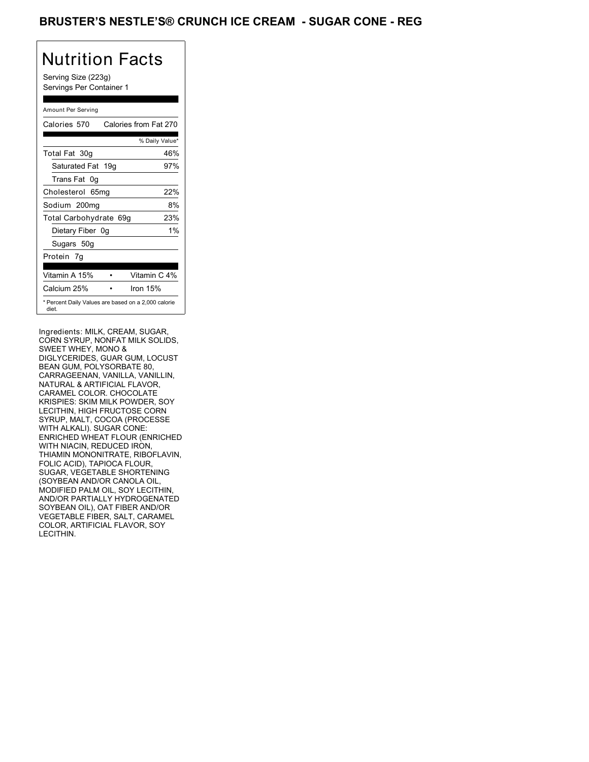# BRUSTER'S NESTLE'S® CRUNCH ICE CREAM - SUGAR CONE - REG

## Nutrition Facts

Serving Size (223g)
Servings Per Container 1

Amount Per Serving

| Calories 570 | Calories from Fat 270 |
|---|---|
| | % Daily Value* |
| Total Fat 30g | 46% |
| Saturated Fat 19g | 97% |
| Trans Fat 0g | |
| Cholesterol 65mg | 22% |
| Sodium 200mg | 8% |
| Total Carbohydrate 69g | 23% |
| Dietary Fiber 0g | 1% |
| Sugars 50g | |
| Protein 7g | |

| | | |
|---|---|---|
| Vitamin A 15% | • | Vitamin C 4% |
| Calcium 25% | • | Iron 15% |

* Percent Daily Values are based on a 2,000 calorie diet.

Ingredients: MILK, CREAM, SUGAR, CORN SYRUP, NONFAT MILK SOLIDS, SWEET WHEY, MONO & DIGLYCERIDES, GUAR GUM, LOCUST BEAN GUM, POLYSORBATE 80, CARRAGEENAN, VANILLA, VANILLIN, NATURAL & ARTIFICIAL FLAVOR, CARAMEL COLOR. CHOCOLATE KRISPIES: SKIM MILK POWDER, SOY LECITHIN, HIGH FRUCTOSE CORN SYRUP, MALT, COCOA (PROCESSE WITH ALKALI). SUGAR CONE: ENRICHED WHEAT FLOUR (ENRICHED WITH NIACIN, REDUCED IRON, THIAMIN MONONITRATE, RIBOFLAVIN, FOLIC ACID), TAPIOCA FLOUR, SUGAR, VEGETABLE SHORTENING (SOYBEAN AND/OR CANOLA OIL, MODIFIED PALM OIL, SOY LECITHIN, AND/OR PARTIALLY HYDROGENATED SOYBEAN OIL), OAT FIBER AND/OR VEGETABLE FIBER, SALT, CARAMEL COLOR, ARTIFICIAL FLAVOR, SOY LECITHIN.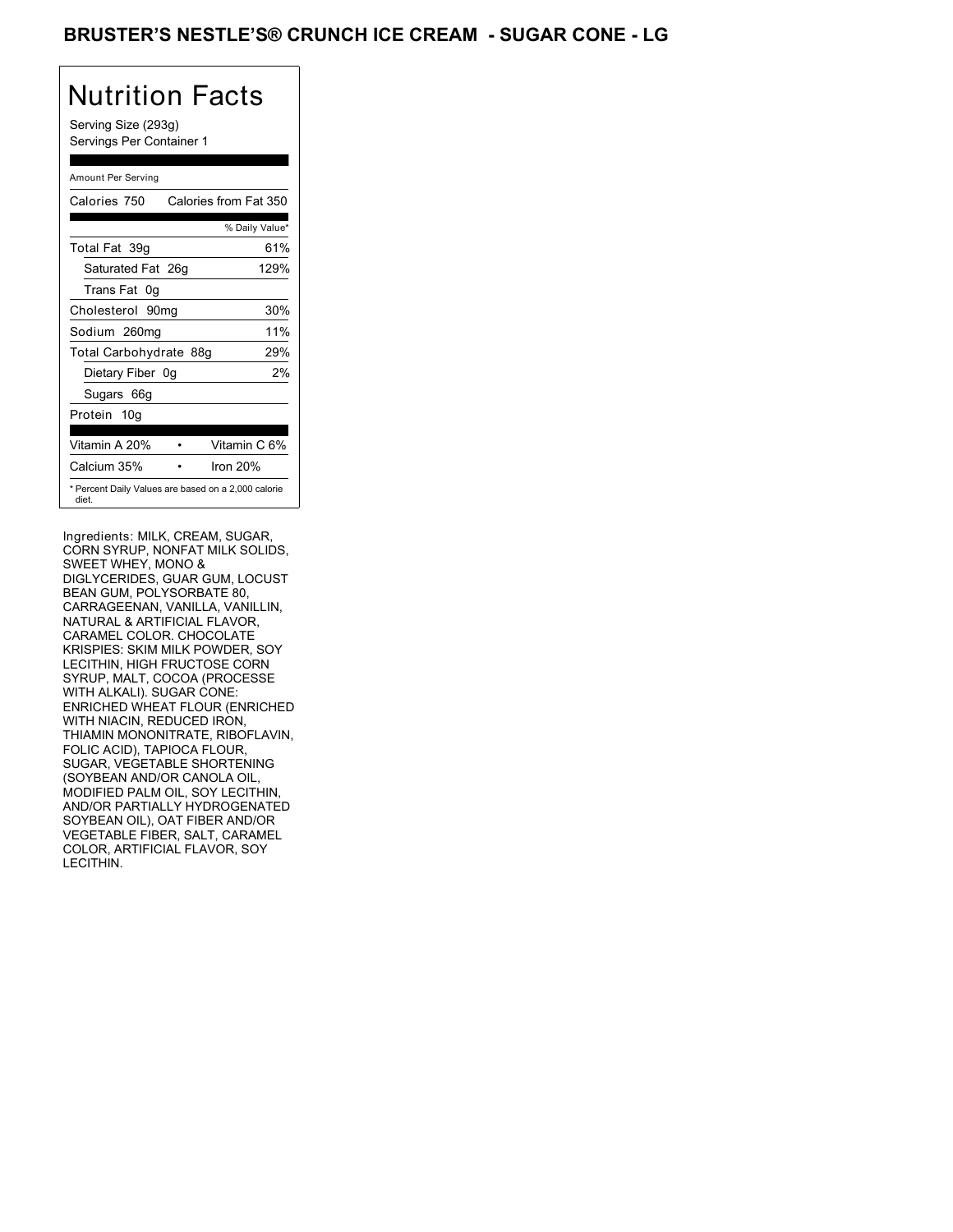# BRUSTER'S NESTLE'S® CRUNCH ICE CREAM - SUGAR CONE - LG

## Nutrition Facts

Serving Size (293g)
Servings Per Container 1

Amount Per Serving

| Calories 750 | Calories from Fat 350 |
|---|---|
| | % Daily Value* |
| Total Fat 39g | 61% |
| Saturated Fat 26g | 129% |
| Trans Fat 0g | |
| Cholesterol 90mg | 30% |
| Sodium 260mg | 11% |
| Total Carbohydrate 88g | 29% |
| Dietary Fiber 0g | 2% |
| Sugars 66g | |
| Protein 10g | |

| Vitamin A 20% | • | Vitamin C 6% |
|---|---|---|
| Calcium 35% | • | Iron 20% |

* Percent Daily Values are based on a 2,000 calorie diet.

Ingredients: MILK, CREAM, SUGAR, CORN SYRUP, NONFAT MILK SOLIDS, SWEET WHEY, MONO & DIGLYCERIDES, GUAR GUM, LOCUST BEAN GUM, POLYSORBATE 80, CARRAGEENAN, VANILLA, VANILLIN, NATURAL & ARTIFICIAL FLAVOR, CARAMEL COLOR. CHOCOLATE KRISPIES: SKIM MILK POWDER, SOY LECITHIN, HIGH FRUCTOSE CORN SYRUP, MALT, COCOA (PROCESSE WITH ALKALI). SUGAR CONE: ENRICHED WHEAT FLOUR (ENRICHED WITH NIACIN, REDUCED IRON, THIAMIN MONONITRATE, RIBOFLAVIN, FOLIC ACID), TAPIOCA FLOUR, SUGAR, VEGETABLE SHORTENING (SOYBEAN AND/OR CANOLA OIL, MODIFIED PALM OIL, SOY LECITHIN, AND/OR PARTIALLY HYDROGENATED SOYBEAN OIL), OAT FIBER AND/OR VEGETABLE FIBER, SALT, CARAMEL COLOR, ARTIFICIAL FLAVOR, SOY LECITHIN.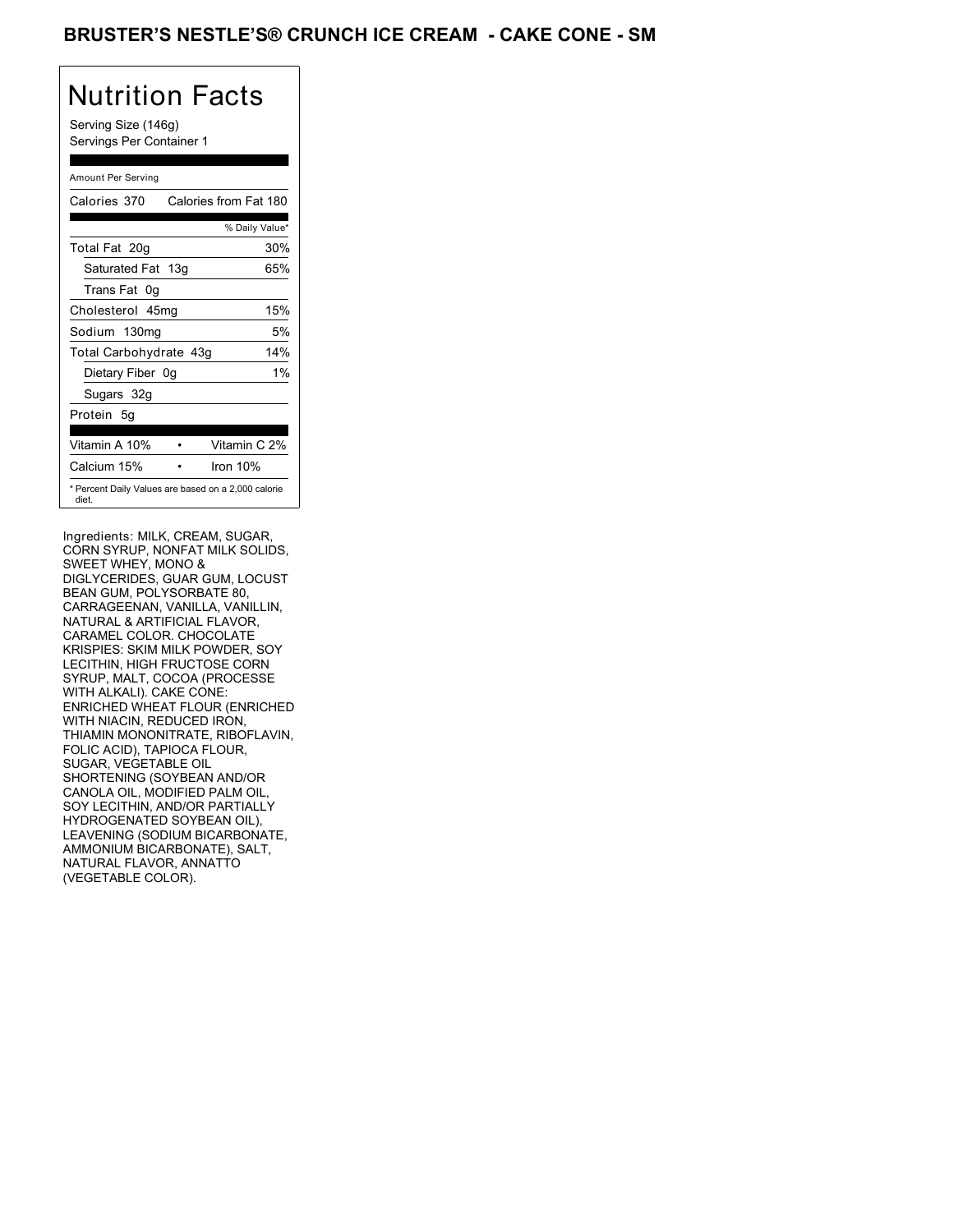# BRUSTER'S NESTLE'S® CRUNCH ICE CREAM - CAKE CONE - SM

## Nutrition Facts

Serving Size (146g)
Servings Per Container 1

Amount Per Serving

| Calories 370 | Calories from Fat 180 |
|---|---|
| | % Daily Value* |
| Total Fat 20g | 30% |
| Saturated Fat 13g | 65% |
| Trans Fat 0g | |
| Cholesterol 45mg | 15% |
| Sodium 130mg | 5% |
| Total Carbohydrate 43g | 14% |
| Dietary Fiber 0g | 1% |
| Sugars 32g | |
| Protein 5g | |

| Vitamin A 10% | • | Vitamin C 2% |
|---|---|---|
| Calcium 15% | • | Iron 10% |

* Percent Daily Values are based on a 2,000 calorie diet.

Ingredients: MILK, CREAM, SUGAR, CORN SYRUP, NONFAT MILK SOLIDS, SWEET WHEY, MONO & DIGLYCERIDES, GUAR GUM, LOCUST BEAN GUM, POLYSORBATE 80, CARRAGEENAN, VANILLA, VANILLIN, NATURAL & ARTIFICIAL FLAVOR, CARAMEL COLOR. CHOCOLATE KRISPIES: SKIM MILK POWDER, SOY LECITHIN, HIGH FRUCTOSE CORN SYRUP, MALT, COCOA (PROCESSE WITH ALKALI). CAKE CONE: ENRICHED WHEAT FLOUR (ENRICHED WITH NIACIN, REDUCED IRON, THIAMIN MONONITRATE, RIBOFLAVIN, FOLIC ACID), TAPIOCA FLOUR, SUGAR, VEGETABLE OIL SHORTENING (SOYBEAN AND/OR CANOLA OIL, MODIFIED PALM OIL, SOY LECITHIN, AND/OR PARTIALLY HYDROGENATED SOYBEAN OIL), LEAVENING (SODIUM BICARBONATE, AMMONIUM BICARBONATE), SALT, NATURAL FLAVOR, ANNATTO (VEGETABLE COLOR).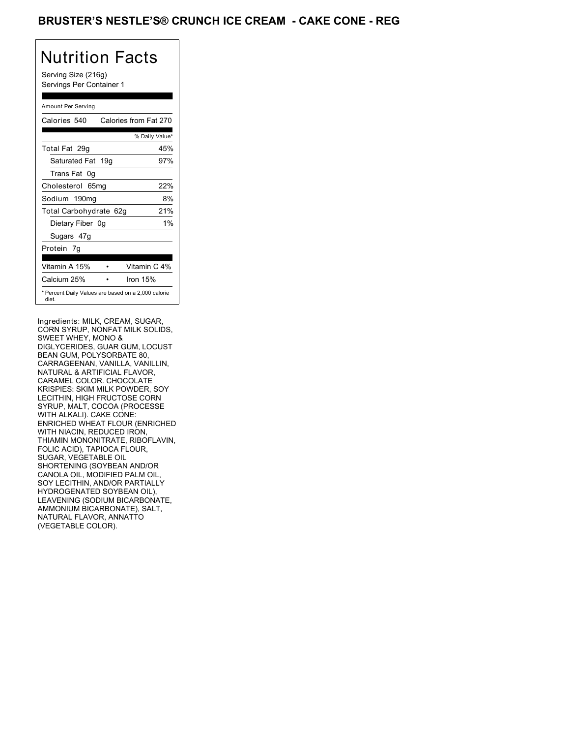## BRUSTER'S NESTLE'S® CRUNCH ICE CREAM - CAKE CONE - REG

# Nutrition Facts

Serving Size (216g)
Servings Per Container 1

Amount Per Serving

| Calories 540 | Calories from Fat 270 |
|---|---|
| | % Daily Value* |
| Total Fat 29g | 45% |
| Saturated Fat 19g | 97% |
| Trans Fat 0g | |
| Cholesterol 65mg | 22% |
| Sodium 190mg | 8% |
| Total Carbohydrate 62g | 21% |
| Dietary Fiber 0g | 1% |
| Sugars 47g | |
| Protein 7g | |

| Vitamin A 15% | • | Vitamin C 4% |
|---|---|---|
| Calcium 25% | • | Iron 15% |

* Percent Daily Values are based on a 2,000 calorie diet.

Ingredients: MILK, CREAM, SUGAR, CORN SYRUP, NONFAT MILK SOLIDS, SWEET WHEY, MONO & DIGLYCERIDES, GUAR GUM, LOCUST BEAN GUM, POLYSORBATE 80, CARRAGEENAN, VANILLA, VANILLIN, NATURAL & ARTIFICIAL FLAVOR, CARAMEL COLOR. CHOCOLATE KRISPIES: SKIM MILK POWDER, SOY LECITHIN, HIGH FRUCTOSE CORN SYRUP, MALT, COCOA (PROCESSE WITH ALKALI). CAKE CONE: ENRICHED WHEAT FLOUR (ENRICHED WITH NIACIN, REDUCED IRON, THIAMIN MONONITRATE, RIBOFLAVIN, FOLIC ACID), TAPIOCA FLOUR, SUGAR, VEGETABLE OIL SHORTENING (SOYBEAN AND/OR CANOLA OIL, MODIFIED PALM OIL, SOY LECITHIN, AND/OR PARTIALLY HYDROGENATED SOYBEAN OIL), LEAVENING (SODIUM BICARBONATE, AMMONIUM BICARBONATE), SALT, NATURAL FLAVOR, ANNATTO (VEGETABLE COLOR).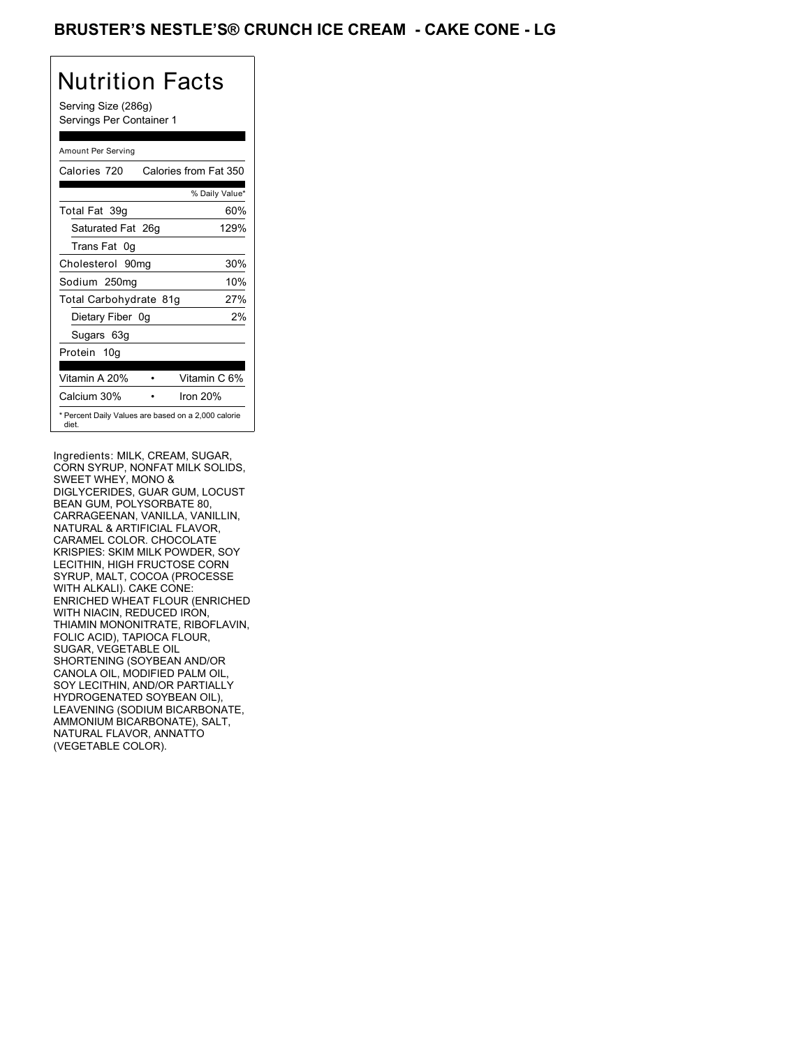# BRUSTER'S NESTLE'S® CRUNCH ICE CREAM - CAKE CONE - LG

## Nutrition Facts

Serving Size (286g)
Servings Per Container 1

Amount Per Serving

| Calories 720 | Calories from Fat 350 |
|---|---|
| | % Daily Value* |
| Total Fat 39g | 60% |
| Saturated Fat 26g | 129% |
| Trans Fat 0g | |
| Cholesterol 90mg | 30% |
| Sodium 250mg | 10% |
| Total Carbohydrate 81g | 27% |
| Dietary Fiber 0g | 2% |
| Sugars 63g | |
| Protein 10g | |

| Vitamin A 20% | • | Vitamin C 6% |
|---|---|---|
| Calcium 30% | • | Iron 20% |

* Percent Daily Values are based on a 2,000 calorie diet.

Ingredients: MILK, CREAM, SUGAR, CORN SYRUP, NONFAT MILK SOLIDS, SWEET WHEY, MONO & DIGLYCERIDES, GUAR GUM, LOCUST BEAN GUM, POLYSORBATE 80, CARRAGEENAN, VANILLA, VANILLIN, NATURAL & ARTIFICIAL FLAVOR, CARAMEL COLOR. CHOCOLATE KRISPIES: SKIM MILK POWDER, SOY LECITHIN, HIGH FRUCTOSE CORN SYRUP, MALT, COCOA (PROCESSE WITH ALKALI). CAKE CONE: ENRICHED WHEAT FLOUR (ENRICHED WITH NIACIN, REDUCED IRON, THIAMIN MONONITRATE, RIBOFLAVIN, FOLIC ACID), TAPIOCA FLOUR, SUGAR, VEGETABLE OIL SHORTENING (SOYBEAN AND/OR CANOLA OIL, MODIFIED PALM OIL, SOY LECITHIN, AND/OR PARTIALLY HYDROGENATED SOYBEAN OIL), LEAVENING (SODIUM BICARBONATE, AMMONIUM BICARBONATE), SALT, NATURAL FLAVOR, ANNATTO (VEGETABLE COLOR).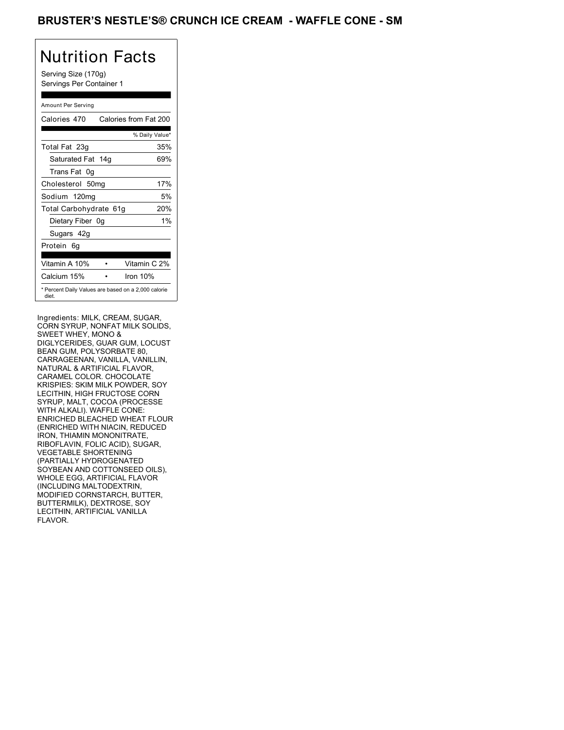# BRUSTER'S NESTLE'S® CRUNCH ICE CREAM - WAFFLE CONE - SM

## Nutrition Facts

Serving Size (170g)
Servings Per Container 1

Amount Per Serving

| Calories 470 | Calories from Fat 200 |
|---|---|
| | % Daily Value* |
| Total Fat 23g | 35% |
| Saturated Fat 14g | 69% |
| Trans Fat 0g | |
| Cholesterol 50mg | 17% |
| Sodium 120mg | 5% |
| Total Carbohydrate 61g | 20% |
| Dietary Fiber 0g | 1% |
| Sugars 42g | |
| Protein 6g | |

| Vitamin A 10% | • | Vitamin C 2% |
|---|---|---|
| Calcium 15% | • | Iron 10% |

* Percent Daily Values are based on a 2,000 calorie diet.

Ingredients: MILK, CREAM, SUGAR, CORN SYRUP, NONFAT MILK SOLIDS, SWEET WHEY, MONO & DIGLYCERIDES, GUAR GUM, LOCUST BEAN GUM, POLYSORBATE 80, CARRAGEENAN, VANILLA, VANILLIN, NATURAL & ARTIFICIAL FLAVOR, CARAMEL COLOR. CHOCOLATE KRISPIES: SKIM MILK POWDER, SOY LECITHIN, HIGH FRUCTOSE CORN SYRUP, MALT, COCOA (PROCESSE WITH ALKALI). WAFFLE CONE: ENRICHED BLEACHED WHEAT FLOUR (ENRICHED WITH NIACIN, REDUCED IRON, THIAMIN MONONITRATE, RIBOFLAVIN, FOLIC ACID), SUGAR, VEGETABLE SHORTENING (PARTIALLY HYDROGENATED SOYBEAN AND COTTONSEED OILS), WHOLE EGG, ARTIFICIAL FLAVOR (INCLUDING MALTODEXTRIN, MODIFIED CORNSTARCH, BUTTER, BUTTERMILK), DEXTROSE, SOY LECITHIN, ARTIFICIAL VANILLA FLAVOR.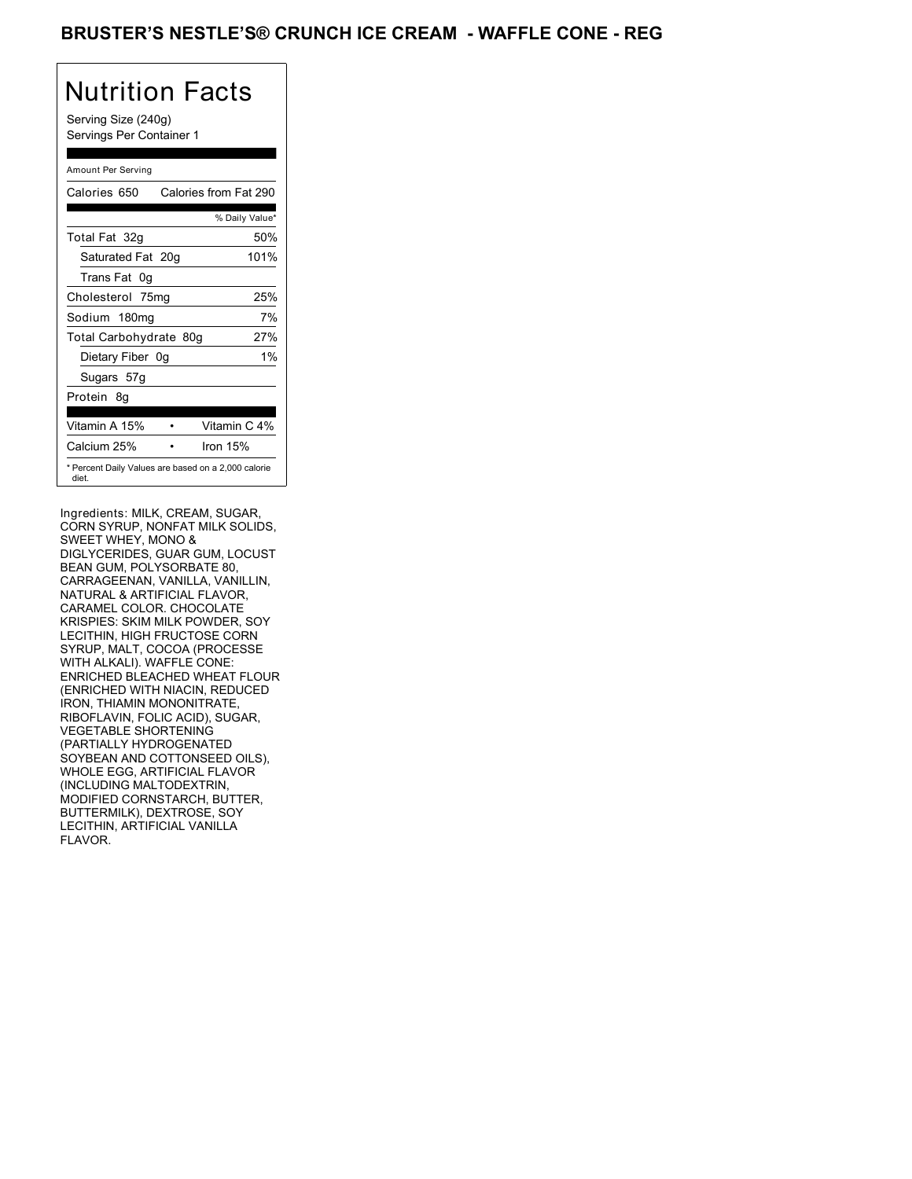# BRUSTER'S NESTLE'S® CRUNCH ICE CREAM - WAFFLE CONE - REG

## Nutrition Facts

Serving Size (240g)
Servings Per Container 1

Amount Per Serving

| Calories 650 | Calories from Fat 290 |
|---|---|
| | % Daily Value* |
| Total Fat 32g | 50% |
| Saturated Fat 20g | 101% |
| Trans Fat 0g | |
| Cholesterol 75mg | 25% |
| Sodium 180mg | 7% |
| Total Carbohydrate 80g | 27% |
| Dietary Fiber 0g | 1% |
| Sugars 57g | |
| Protein 8g | |

| Vitamin A 15% | Vitamin C 4% |
|---|---|
| Calcium 25% | Iron 15% |

* Percent Daily Values are based on a 2,000 calorie diet.

Ingredients: MILK, CREAM, SUGAR, CORN SYRUP, NONFAT MILK SOLIDS, SWEET WHEY, MONO & DIGLYCERIDES, GUAR GUM, LOCUST BEAN GUM, POLYSORBATE 80, CARRAGEENAN, VANILLA, VANILLIN, NATURAL & ARTIFICIAL FLAVOR, CARAMEL COLOR. CHOCOLATE KRISPIES: SKIM MILK POWDER, SOY LECITHIN, HIGH FRUCTOSE CORN SYRUP, MALT, COCOA (PROCESSE WITH ALKALI). WAFFLE CONE: ENRICHED BLEACHED WHEAT FLOUR (ENRICHED WITH NIACIN, REDUCED IRON, THIAMIN MONONITRATE, RIBOFLAVIN, FOLIC ACID), SUGAR, VEGETABLE SHORTENING (PARTIALLY HYDROGENATED SOYBEAN AND COTTONSEED OILS), WHOLE EGG, ARTIFICIAL FLAVOR (INCLUDING MALTODEXTRIN, MODIFIED CORNSTARCH, BUTTER, BUTTERMILK), DEXTROSE, SOY LECITHIN, ARTIFICIAL VANILLA FLAVOR.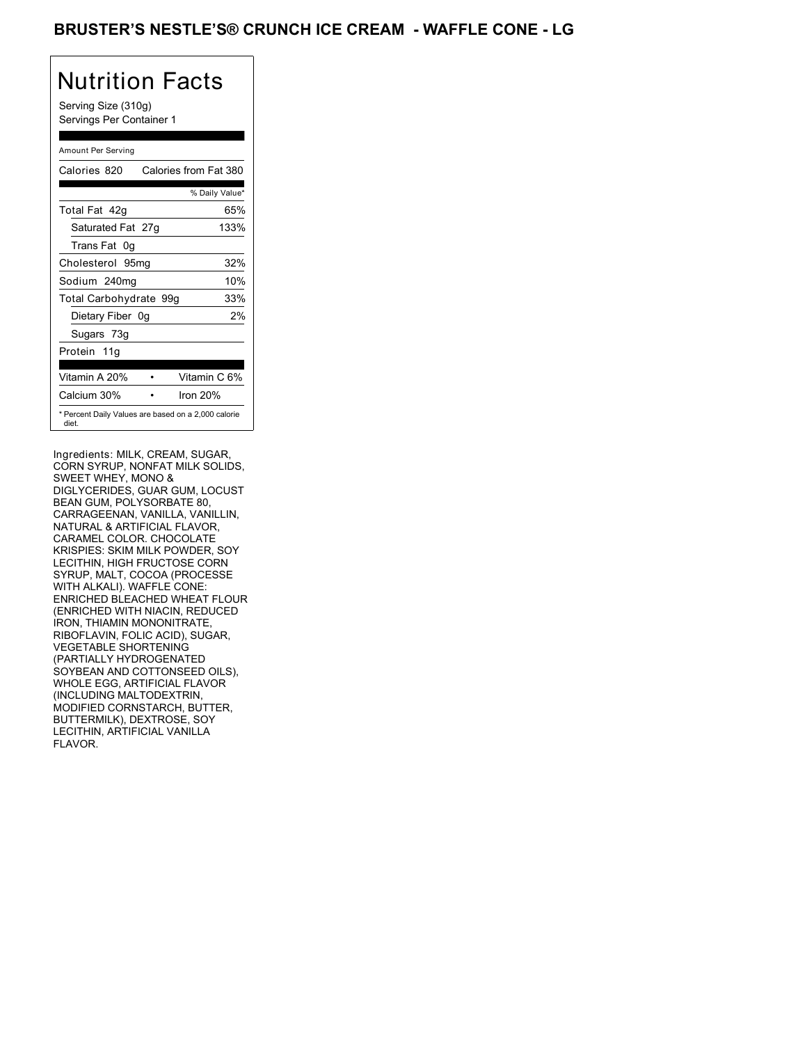# BRUSTER'S NESTLE'S® CRUNCH ICE CREAM - WAFFLE CONE - LG

## Nutrition Facts

Serving Size (310g)
Servings Per Container 1

| | |
|---|---|
| Amount Per Serving | |
| Calories 820 | Calories from Fat 380 |
| | % Daily Value* |
| Total Fat 42g | 65% |
| Saturated Fat 27g | 133% |
| Trans Fat 0g | |
| Cholesterol 95mg | 32% |
| Sodium 240mg | 10% |
| Total Carbohydrate 99g | 33% |
| Dietary Fiber 0g | 2% |
| Sugars 73g | |
| Protein 11g | |
| Vitamin A 20% • | Vitamin C 6% |
| Calcium 30% • | Iron 20% |

* Percent Daily Values are based on a 2,000 calorie diet.

Ingredients: MILK, CREAM, SUGAR, CORN SYRUP, NONFAT MILK SOLIDS, SWEET WHEY, MONO & DIGLYCERIDES, GUAR GUM, LOCUST BEAN GUM, POLYSORBATE 80, CARRAGEENAN, VANILLA, VANILLIN, NATURAL & ARTIFICIAL FLAVOR, CARAMEL COLOR. CHOCOLATE KRISPIES: SKIM MILK POWDER, SOY LECITHIN, HIGH FRUCTOSE CORN SYRUP, MALT, COCOA (PROCESSE WITH ALKALI). WAFFLE CONE: ENRICHED BLEACHED WHEAT FLOUR (ENRICHED WITH NIACIN, REDUCED IRON, THIAMIN MONONITRATE, RIBOFLAVIN, FOLIC ACID), SUGAR, VEGETABLE SHORTENING (PARTIALLY HYDROGENATED SOYBEAN AND COTTONSEED OILS), WHOLE EGG, ARTIFICIAL FLAVOR (INCLUDING MALTODEXTRIN, MODIFIED CORNSTARCH, BUTTER, BUTTERMILK), DEXTROSE, SOY LECITHIN, ARTIFICIAL VANILLA FLAVOR.